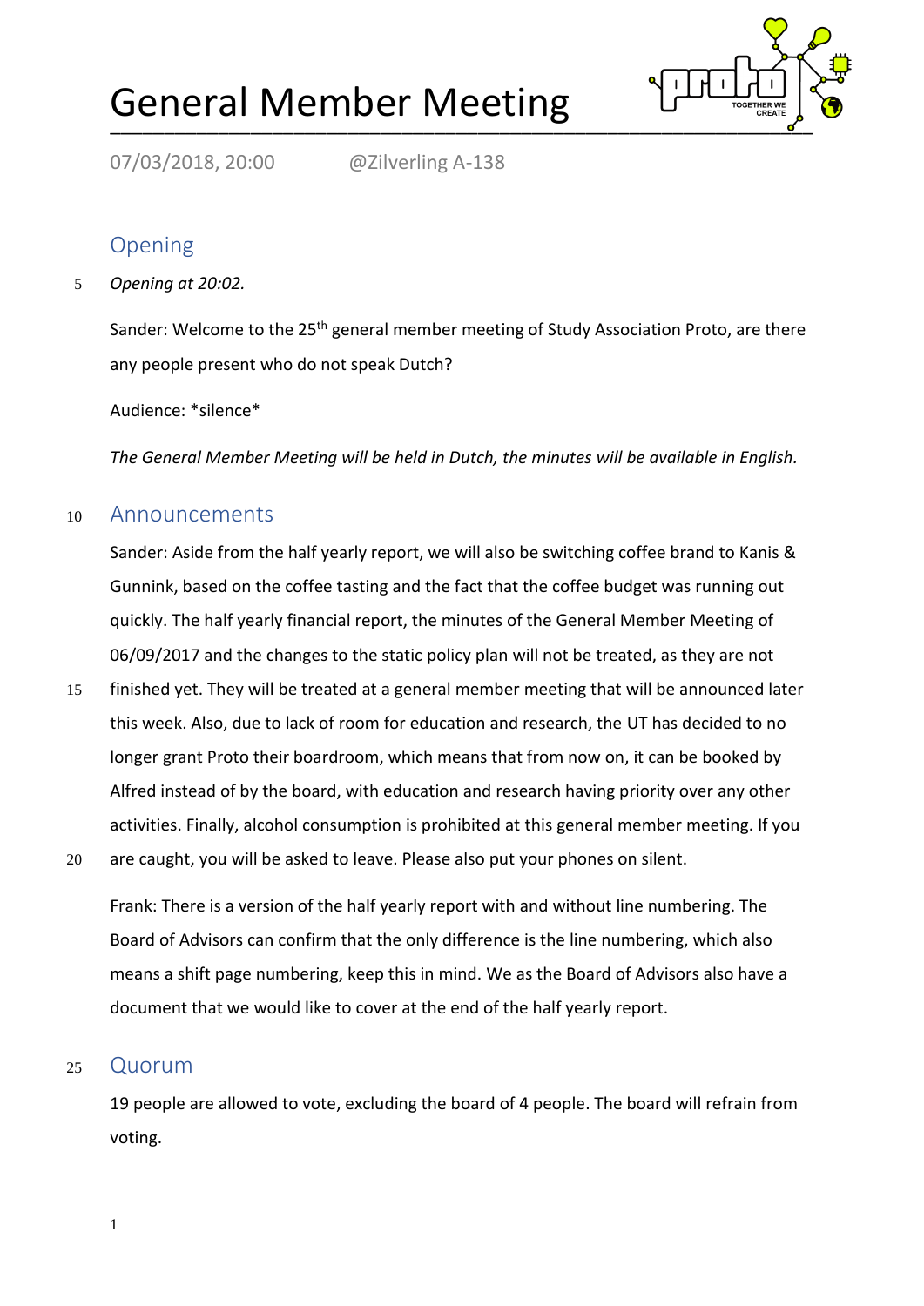# General Member Meeting

07/03/2018, 20:00 @Zilverling A-138

## Opening

*Opening at 20:02.*

Sander: Welcome to the 25th general member meeting of Study Association Proto, are there any people present who do not speak Dutch?

Audience: *silence*

*The General Member Meeting will be held in Dutch, the minutes will be available in English.*

## Announcements

Sander: Aside from the half yearly report, we will also be switching coffee brand to Kanis & Gunnink, based on the coffee tasting and the fact that the coffee budget was running out quickly. The half yearly financial report, the minutes of the General Member Meeting of 06/09/2017 and the changes to the static policy plan will not be treated, as they are not finished yet. They will be treated at a general member meeting that will be announced later this week. Also, due to lack of room for education and research, the UT has decided to no longer grant Proto their boardroom, which means that from now on, it can be booked by Alfred instead of by the board, with education and research having priority over any other activities. Finally, alcohol consumption is prohibited at this general member meeting. If you are caught, you will be asked to leave. Please also put your phones on silent.

Frank: There is a version of the half yearly report with and without line numbering. The Board of Advisors can confirm that the only difference is the line numbering, which also means a shift page numbering, keep this in mind. We as the Board of Advisors also have a document that we would like to cover at the end of the half yearly report.

## Quorum

19 people are allowed to vote, excluding the board of 4 people. The board will refrain from voting.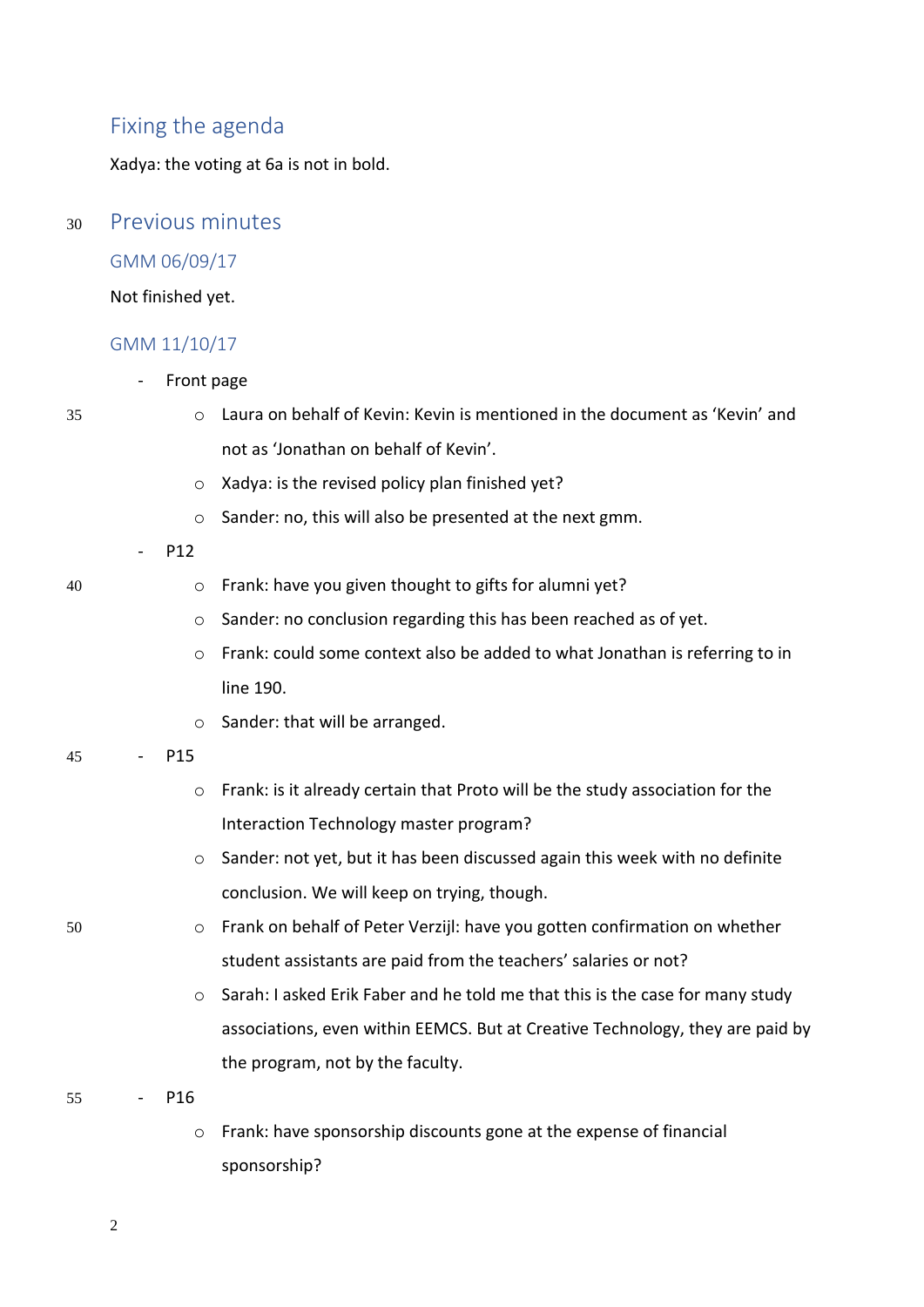## Fixing the agenda

Xadya: the voting at 6a is not in bold.

## Previous minutes

### GMM 06/09/17

Not finished yet.

### GMM 11/10/17

- Front page
  - Laura on behalf of Kevin: Kevin is mentioned in the document as 'Kevin' and not as 'Jonathan on behalf of Kevin'.
  - Xadya: is the revised policy plan finished yet?
  - Sander: no, this will also be presented at the next gmm.
- P12
  - Frank: have you given thought to gifts for alumni yet?
  - Sander: no conclusion regarding this has been reached as of yet.
  - Frank: could some context also be added to what Jonathan is referring to in line 190.
  - Sander: that will be arranged.
- P15
  - Frank: is it already certain that Proto will be the study association for the Interaction Technology master program?
  - Sander: not yet, but it has been discussed again this week with no definite conclusion. We will keep on trying, though.
  - Frank on behalf of Peter Verzijl: have you gotten confirmation on whether student assistants are paid from the teachers' salaries or not?
  - Sarah: I asked Erik Faber and he told me that this is the case for many study associations, even within EEMCS. But at Creative Technology, they are paid by the program, not by the faculty.
- P16
  - Frank: have sponsorship discounts gone at the expense of financial sponsorship?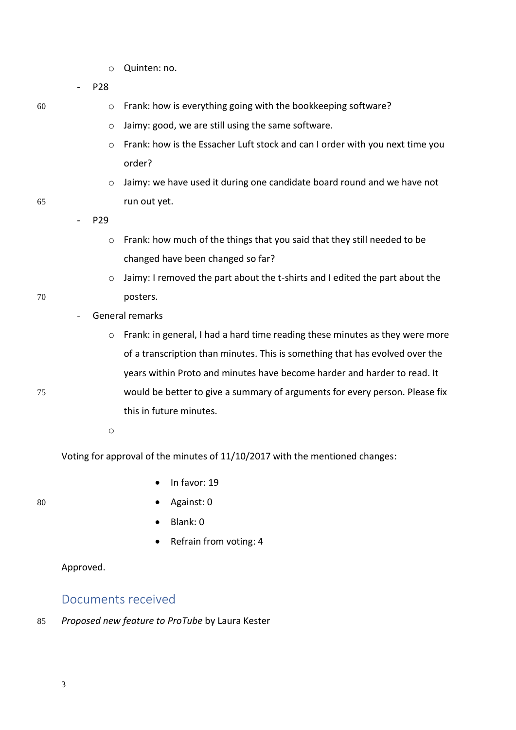- Quinten: no.
- P28
  - Frank: how is everything going with the bookkeeping software?
  - Jaimy: good, we are still using the same software.
  - Frank: how is the Essacher Luft stock and can I order with you next time you order?
  - Jaimy: we have used it during one candidate board round and we have not run out yet.
- P29
  - Frank: how much of the things that you said that they still needed to be changed have been changed so far?
  - Jaimy: I removed the part about the t-shirts and I edited the part about the posters.
- General remarks
  - Frank: in general, I had a hard time reading these minutes as they were more of a transcription than minutes. This is something that has evolved over the years within Proto and minutes have become harder and harder to read. It would be better to give a summary of arguments for every person. Please fix this in future minutes.
  - 

Voting for approval of the minutes of 11/10/2017 with the mentioned changes:

- In favor: 19
- Against: 0
- Blank: 0
- Refrain from voting: 4

Approved.

## Documents received

*Proposed new feature to ProTube* by Laura Kester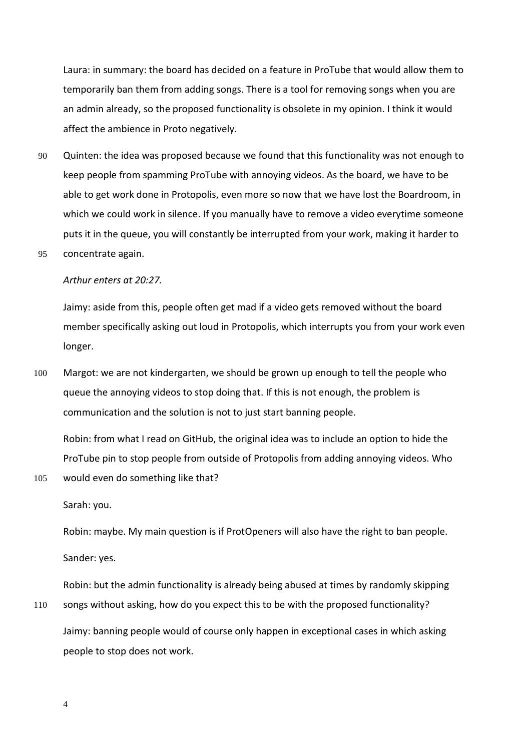Laura: in summary: the board has decided on a feature in ProTube that would allow them to temporarily ban them from adding songs. There is a tool for removing songs when you are an admin already, so the proposed functionality is obsolete in my opinion. I think it would affect the ambience in Proto negatively.

Quinten: the idea was proposed because we found that this functionality was not enough to keep people from spamming ProTube with annoying videos. As the board, we have to be able to get work done in Protopolis, even more so now that we have lost the Boardroom, in which we could work in silence. If you manually have to remove a video everytime someone puts it in the queue, you will constantly be interrupted from your work, making it harder to concentrate again.

*Arthur enters at 20:27.*

Jaimy: aside from this, people often get mad if a video gets removed without the board member specifically asking out loud in Protopolis, which interrupts you from your work even longer.

Margot: we are not kindergarten, we should be grown up enough to tell the people who queue the annoying videos to stop doing that. If this is not enough, the problem is communication and the solution is not to just start banning people.

Robin: from what I read on GitHub, the original idea was to include an option to hide the ProTube pin to stop people from outside of Protopolis from adding annoying videos. Who would even do something like that?

Sarah: you.

Robin: maybe. My main question is if ProtOpeners will also have the right to ban people.

Sander: yes.

Robin: but the admin functionality is already being abused at times by randomly skipping songs without asking, how do you expect this to be with the proposed functionality?

Jaimy: banning people would of course only happen in exceptional cases in which asking people to stop does not work.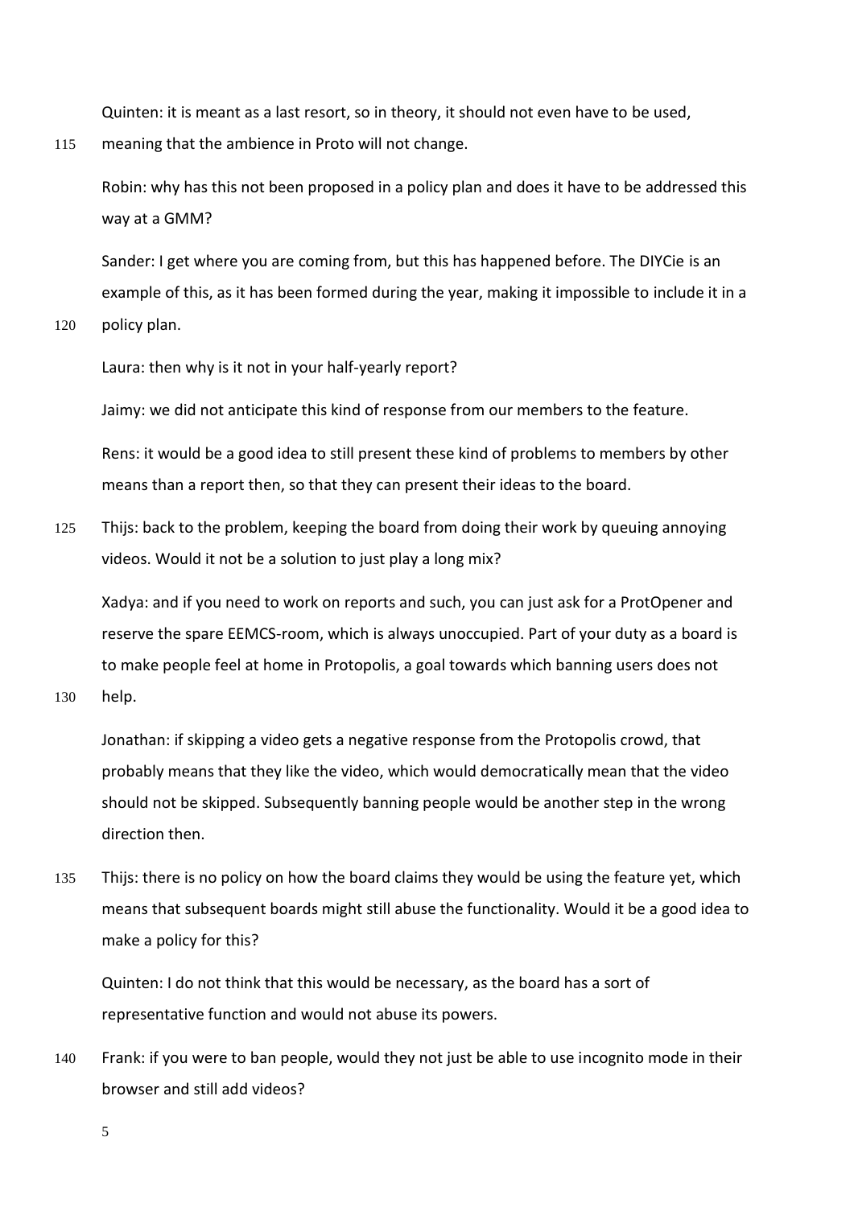Quinten: it is meant as a last resort, so in theory, it should not even have to be used, meaning that the ambience in Proto will not change.

Robin: why has this not been proposed in a policy plan and does it have to be addressed this way at a GMM?

Sander: I get where you are coming from, but this has happened before. The DIYCie is an example of this, as it has been formed during the year, making it impossible to include it in a policy plan.

Laura: then why is it not in your half-yearly report?

Jaimy: we did not anticipate this kind of response from our members to the feature.

Rens: it would be a good idea to still present these kind of problems to members by other means than a report then, so that they can present their ideas to the board.

Thijs: back to the problem, keeping the board from doing their work by queuing annoying videos. Would it not be a solution to just play a long mix?

Xadya: and if you need to work on reports and such, you can just ask for a ProtOpener and reserve the spare EEMCS-room, which is always unoccupied. Part of your duty as a board is to make people feel at home in Protopolis, a goal towards which banning users does not help.

Jonathan: if skipping a video gets a negative response from the Protopolis crowd, that probably means that they like the video, which would democratically mean that the video should not be skipped. Subsequently banning people would be another step in the wrong direction then.

Thijs: there is no policy on how the board claims they would be using the feature yet, which means that subsequent boards might still abuse the functionality. Would it be a good idea to make a policy for this?

Quinten: I do not think that this would be necessary, as the board has a sort of representative function and would not abuse its powers.

Frank: if you were to ban people, would they not just be able to use incognito mode in their browser and still add videos?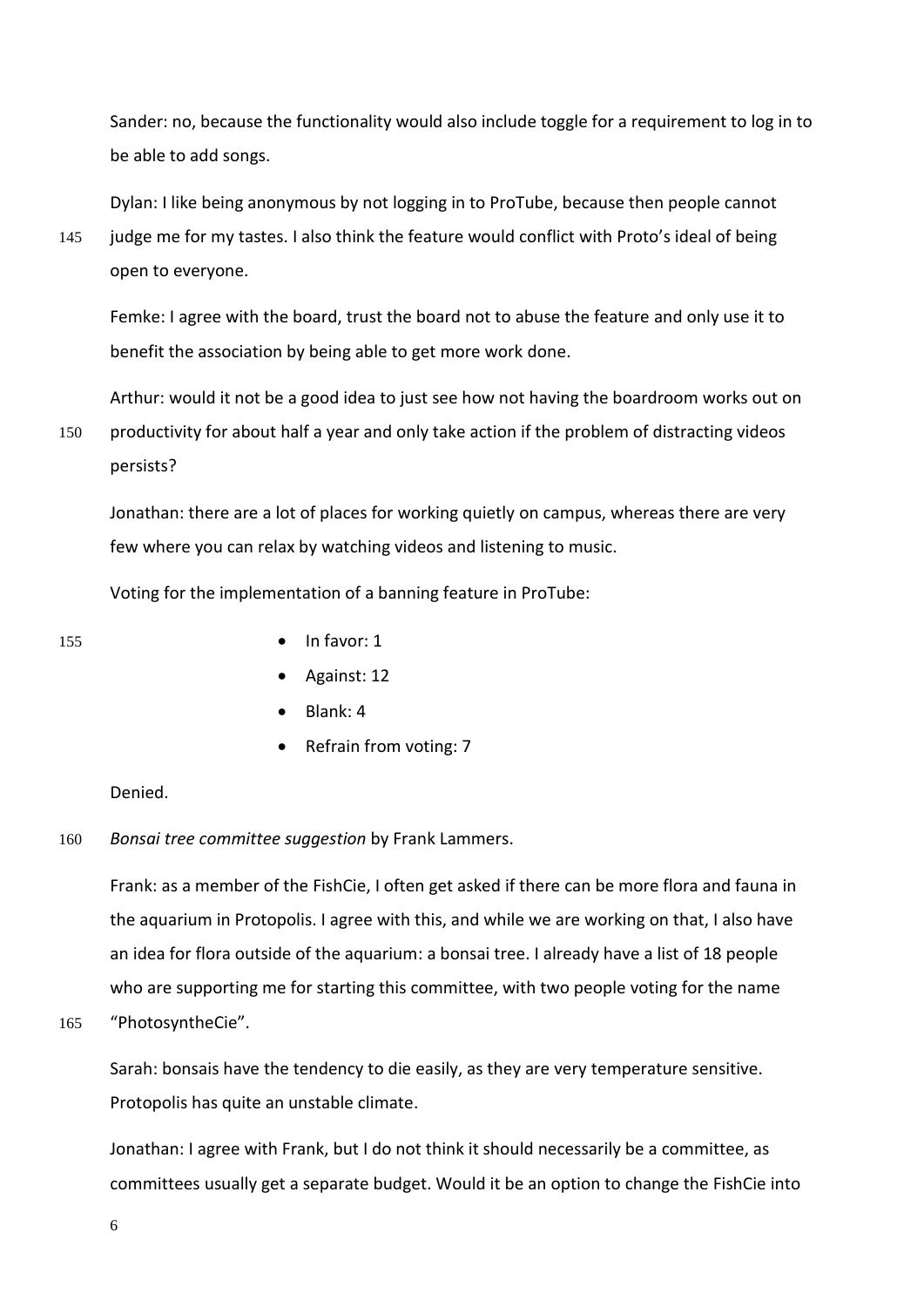Sander: no, because the functionality would also include toggle for a requirement to log in to be able to add songs.

Dylan: I like being anonymous by not logging in to ProTube, because then people cannot judge me for my tastes. I also think the feature would conflict with Proto's ideal of being open to everyone.

Femke: I agree with the board, trust the board not to abuse the feature and only use it to benefit the association by being able to get more work done.

Arthur: would it not be a good idea to just see how not having the boardroom works out on productivity for about half a year and only take action if the problem of distracting videos persists?

Jonathan: there are a lot of places for working quietly on campus, whereas there are very few where you can relax by watching videos and listening to music.

Voting for the implementation of a banning feature in ProTube:

- In favor: 1
- Against: 12
- Blank: 4
- Refrain from voting: 7

Denied.

*Bonsai tree committee suggestion* by Frank Lammers.

Frank: as a member of the FishCie, I often get asked if there can be more flora and fauna in the aquarium in Protopolis. I agree with this, and while we are working on that, I also have an idea for flora outside of the aquarium: a bonsai tree. I already have a list of 18 people who are supporting me for starting this committee, with two people voting for the name "PhotosyntheCie".

Sarah: bonsais have the tendency to die easily, as they are very temperature sensitive. Protopolis has quite an unstable climate.

Jonathan: I agree with Frank, but I do not think it should necessarily be a committee, as committees usually get a separate budget. Would it be an option to change the FishCie into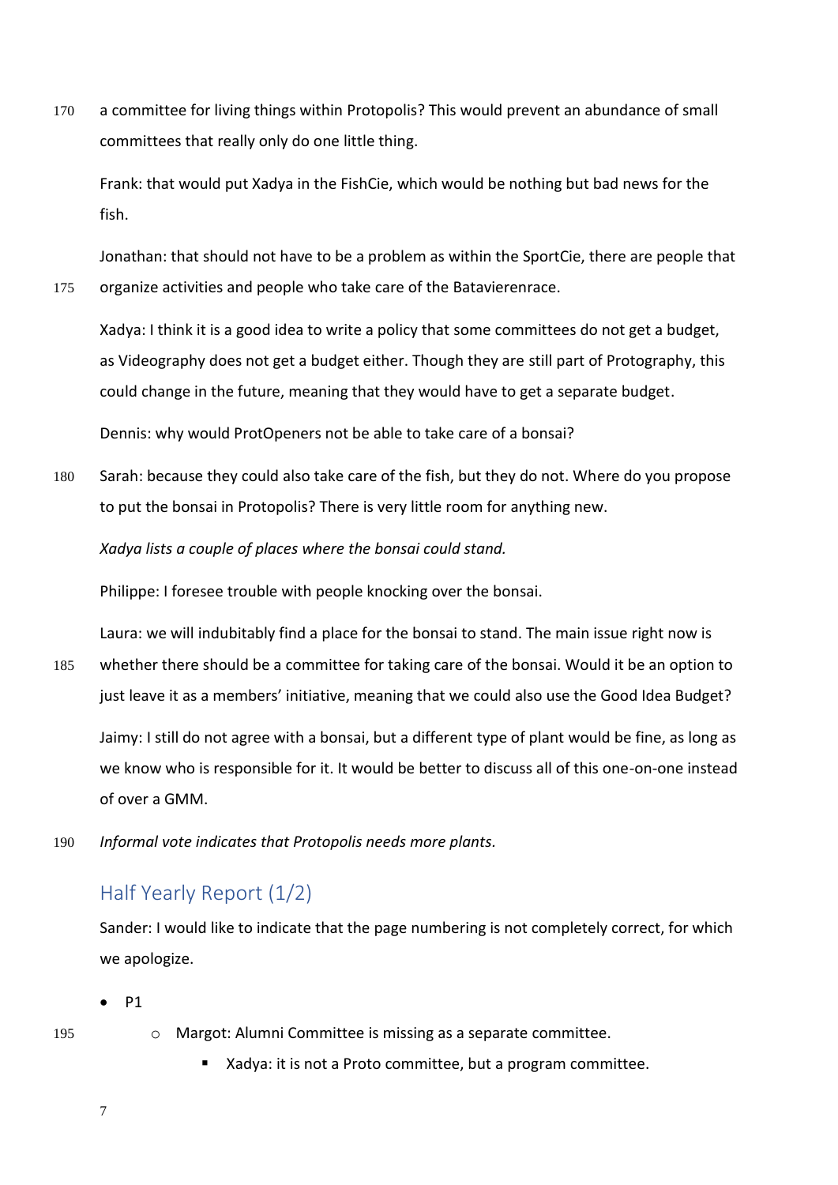a committee for living things within Protopolis? This would prevent an abundance of small committees that really only do one little thing.

Frank: that would put Xadya in the FishCie, which would be nothing but bad news for the fish.

Jonathan: that should not have to be a problem as within the SportCie, there are people that organize activities and people who take care of the Batavierenrace.

Xadya: I think it is a good idea to write a policy that some committees do not get a budget, as Videography does not get a budget either. Though they are still part of Protography, this could change in the future, meaning that they would have to get a separate budget.

Dennis: why would ProtOpeners not be able to take care of a bonsai?

Sarah: because they could also take care of the fish, but they do not. Where do you propose to put the bonsai in Protopolis? There is very little room for anything new.

*Xadya lists a couple of places where the bonsai could stand.*

Philippe: I foresee trouble with people knocking over the bonsai.

Laura: we will indubitably find a place for the bonsai to stand. The main issue right now is whether there should be a committee for taking care of the bonsai. Would it be an option to just leave it as a members' initiative, meaning that we could also use the Good Idea Budget?

Jaimy: I still do not agree with a bonsai, but a different type of plant would be fine, as long as we know who is responsible for it. It would be better to discuss all of this one-on-one instead of over a GMM.

*Informal vote indicates that Protopolis needs more plants.*

## Half Yearly Report (1/2)

Sander: I would like to indicate that the page numbering is not completely correct, for which we apologize.

- P1
    - Margot: Alumni Committee is missing as a separate committee.
        - Xadya: it is not a Proto committee, but a program committee.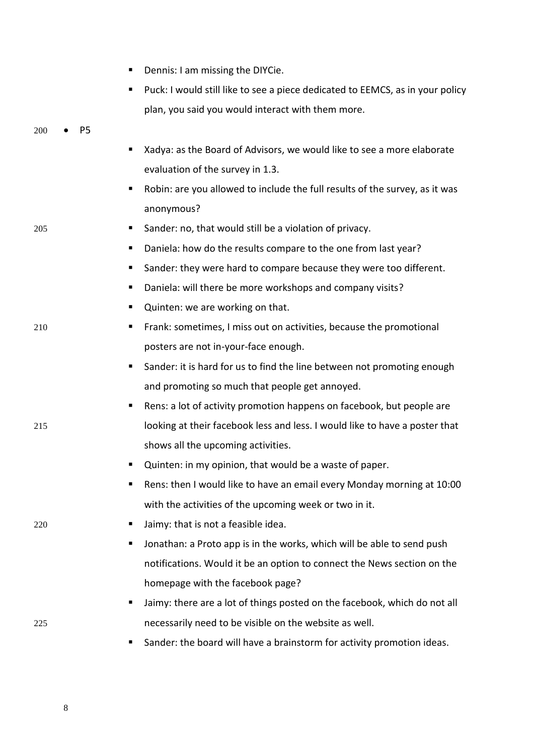- Dennis: I am missing the DIYCie.
  - Puck: I would still like to see a piece dedicated to EEMCS, as in your policy plan, you said you would interact with them more.

- P5
  - Xadya: as the Board of Advisors, we would like to see a more elaborate evaluation of the survey in 1.3.
  - Robin: are you allowed to include the full results of the survey, as it was anonymous?
  - Sander: no, that would still be a violation of privacy.
  - Daniela: how do the results compare to the one from last year?
  - Sander: they were hard to compare because they were too different.
  - Daniela: will there be more workshops and company visits?
  - Quinten: we are working on that.
  - Frank: sometimes, I miss out on activities, because the promotional posters are not in-your-face enough.
  - Sander: it is hard for us to find the line between not promoting enough and promoting so much that people get annoyed.
  - Rens: a lot of activity promotion happens on facebook, but people are looking at their facebook less and less. I would like to have a poster that shows all the upcoming activities.
  - Quinten: in my opinion, that would be a waste of paper.
  - Rens: then I would like to have an email every Monday morning at 10:00 with the activities of the upcoming week or two in it.
  - Jaimy: that is not a feasible idea.
  - Jonathan: a Proto app is in the works, which will be able to send push notifications. Would it be an option to connect the News section on the homepage with the facebook page?
  - Jaimy: there are a lot of things posted on the facebook, which do not all necessarily need to be visible on the website as well.
  - Sander: the board will have a brainstorm for activity promotion ideas.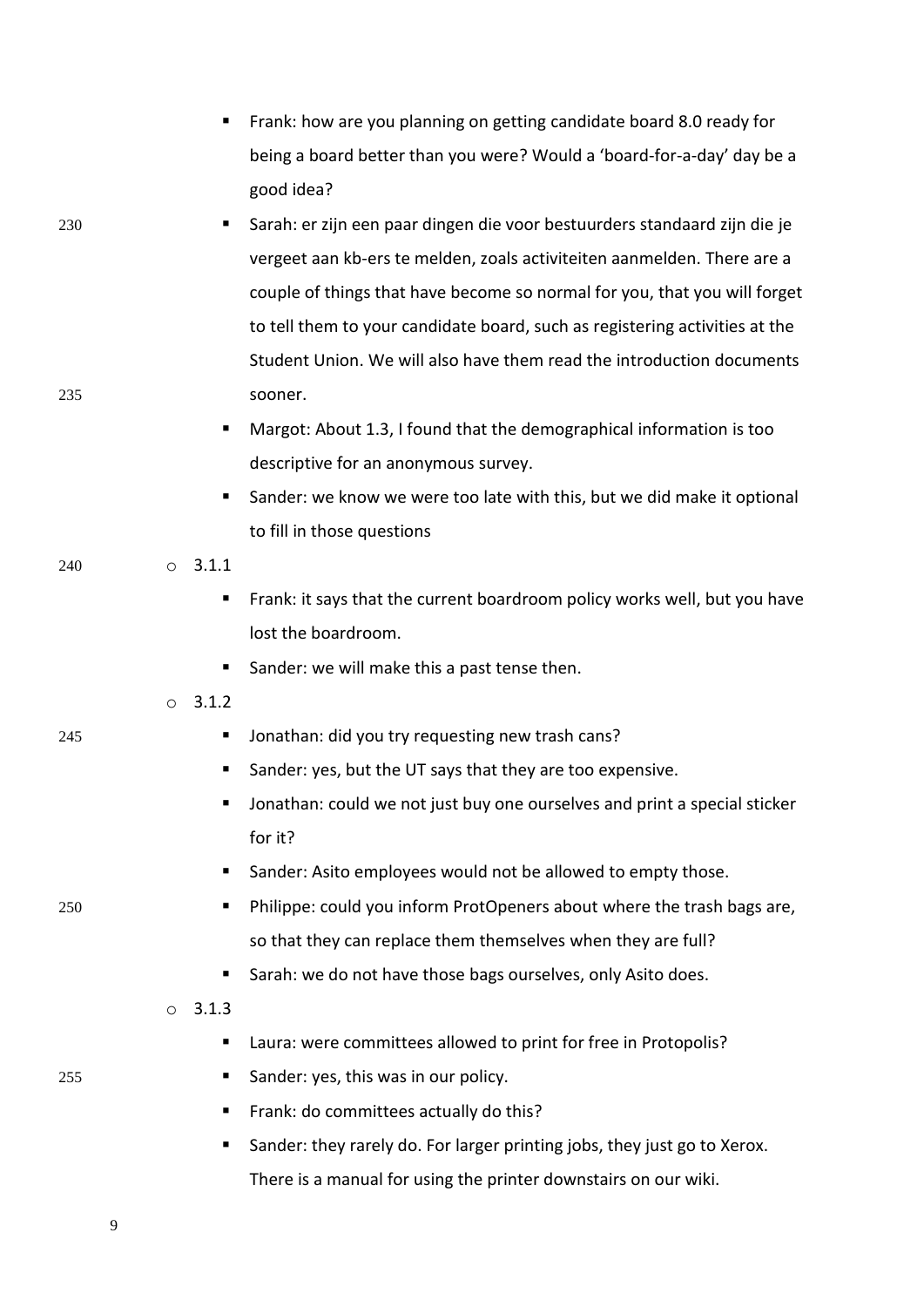- Frank: how are you planning on getting candidate board 8.0 ready for being a board better than you were? Would a 'board-for-a-day' day be a good idea?
- Sarah: er zijn een paar dingen die voor bestuurders standaard zijn die je vergeet aan kb-ers te melden, zoals activiteiten aanmelden. There are a couple of things that have become so normal for you, that you will forget to tell them to your candidate board, such as registering activities at the Student Union. We will also have them read the introduction documents sooner.
- Margot: About 1.3, I found that the demographical information is too descriptive for an anonymous survey.
- Sander: we know we were too late with this, but we did make it optional to fill in those questions

- 3.1.1
  - Frank: it says that the current boardroom policy works well, but you have lost the boardroom.
  - Sander: we will make this a past tense then.
- 3.1.2
  - Jonathan: did you try requesting new trash cans?
  - Sander: yes, but the UT says that they are too expensive.
  - Jonathan: could we not just buy one ourselves and print a special sticker for it?
  - Sander: Asito employees would not be allowed to empty those.
  - Philippe: could you inform ProtOpeners about where the trash bags are, so that they can replace them themselves when they are full?
  - Sarah: we do not have those bags ourselves, only Asito does.
- 3.1.3
  - Laura: were committees allowed to print for free in Protopolis?
  - Sander: yes, this was in our policy.
  - Frank: do committees actually do this?
  - Sander: they rarely do. For larger printing jobs, they just go to Xerox. There is a manual for using the printer downstairs on our wiki.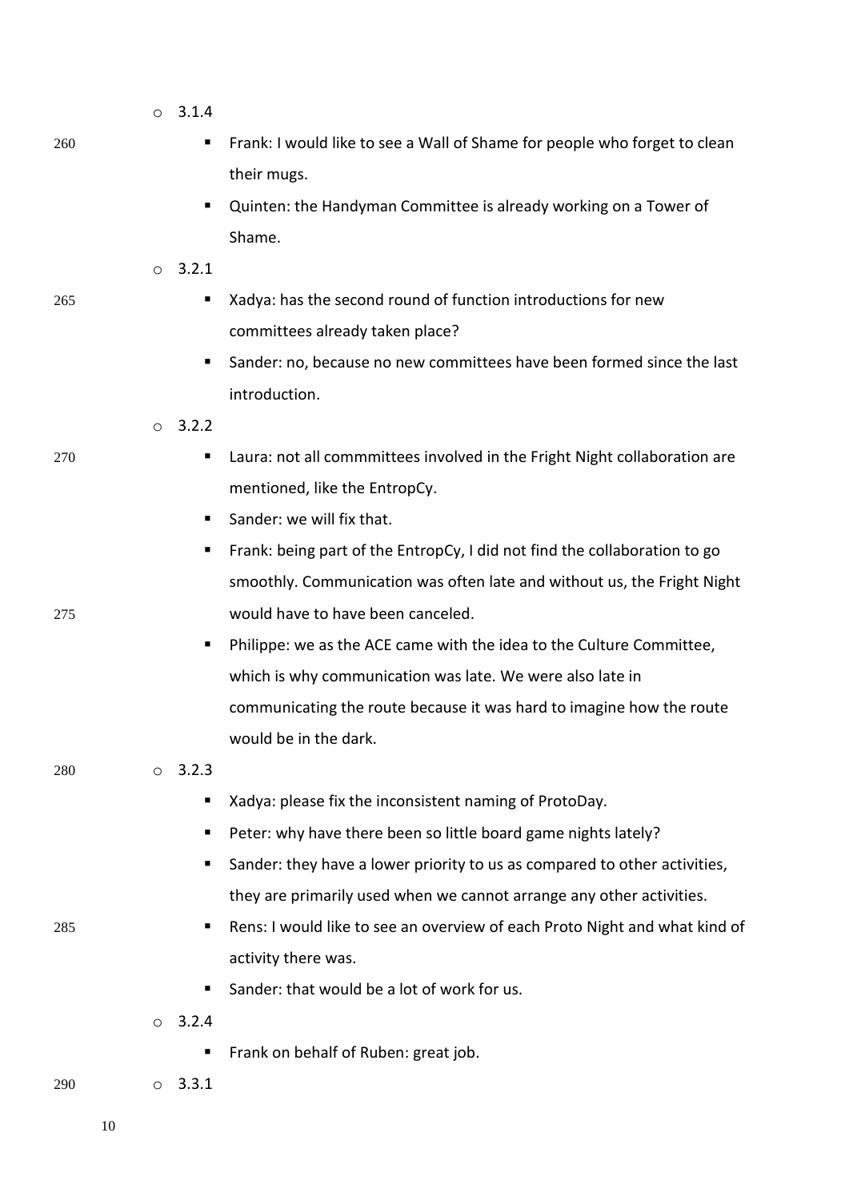- 3.1.4
    - Frank: I would like to see a Wall of Shame for people who forget to clean their mugs.
    - Quinten: the Handyman Committee is already working on a Tower of Shame.
- 3.2.1
    - Xadya: has the second round of function introductions for new committees already taken place?
    - Sander: no, because no new committees have been formed since the last introduction.
- 3.2.2
    - Laura: not all commmittees involved in the Fright Night collaboration are mentioned, like the EntropCy.
    - Sander: we will fix that.
    - Frank: being part of the EntropCy, I did not find the collaboration to go smoothly. Communication was often late and without us, the Fright Night would have to have been canceled.
    - Philippe: we as the ACE came with the idea to the Culture Committee, which is why communication was late. We were also late in communicating the route because it was hard to imagine how the route would be in the dark.
- 3.2.3
    - Xadya: please fix the inconsistent naming of ProtoDay.
    - Peter: why have there been so little board game nights lately?
    - Sander: they have a lower priority to us as compared to other activities, they are primarily used when we cannot arrange any other activities.
    - Rens: I would like to see an overview of each Proto Night and what kind of activity there was.
    - Sander: that would be a lot of work for us.
- 3.2.4
    - Frank on behalf of Ruben: great job.
- 3.3.1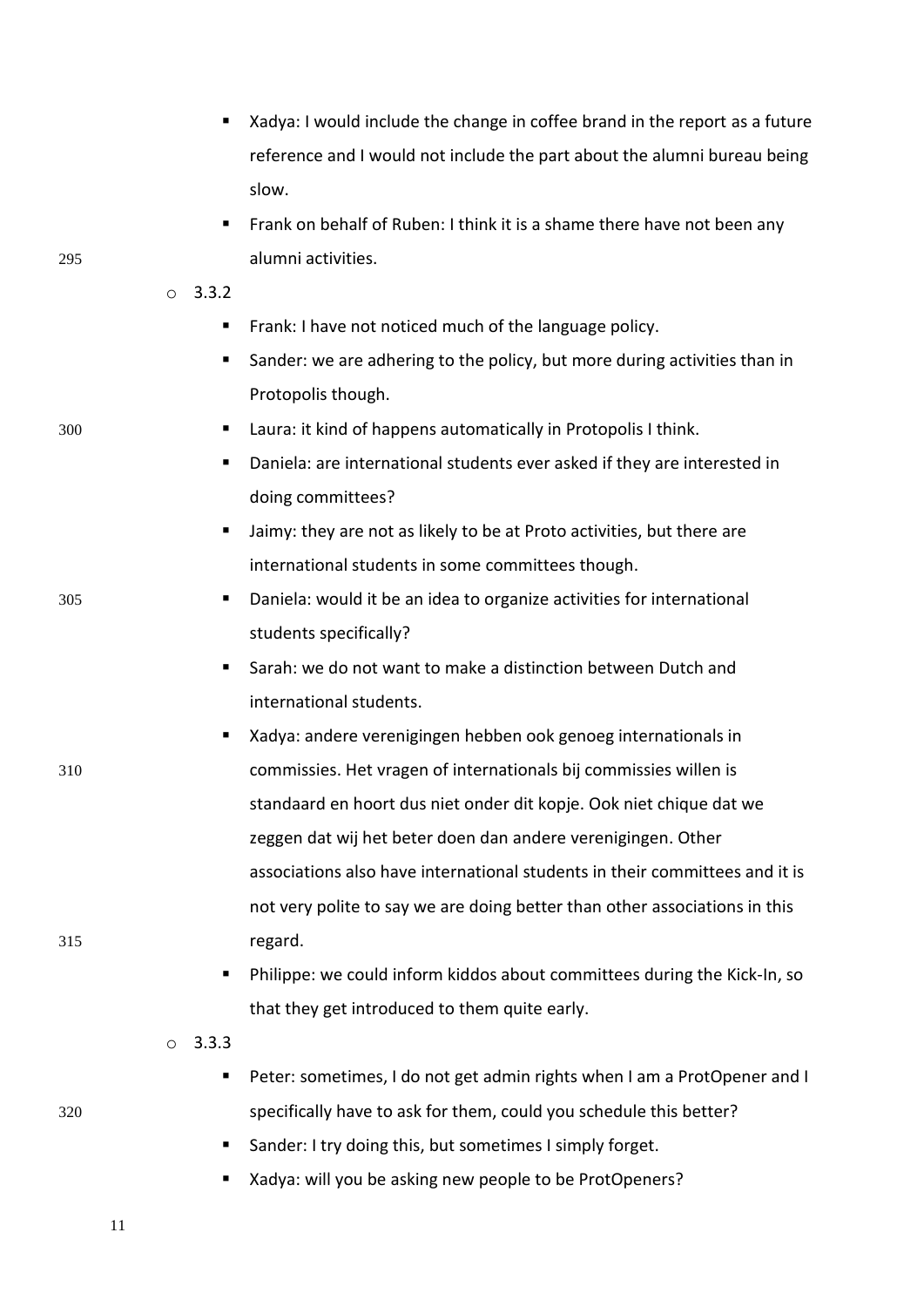- Xadya: I would include the change in coffee brand in the report as a future reference and I would not include the part about the alumni bureau being slow.
- Frank on behalf of Ruben: I think it is a shame there have not been any alumni activities.

- 3.3.2
  - Frank: I have not noticed much of the language policy.
  - Sander: we are adhering to the policy, but more during activities than in Protopolis though.
  - Laura: it kind of happens automatically in Protopolis I think.
  - Daniela: are international students ever asked if they are interested in doing committees?
  - Jaimy: they are not as likely to be at Proto activities, but there are international students in some committees though.
  - Daniela: would it be an idea to organize activities for international students specifically?
  - Sarah: we do not want to make a distinction between Dutch and international students.
  - Xadya: andere verenigingen hebben ook genoeg internationals in commissies. Het vragen of internationals bij commissies willen is standaard en hoort dus niet onder dit kopje. Ook niet chique dat we zeggen dat wij het beter doen dan andere verenigingen. Other associations also have international students in their committees and it is not very polite to say we are doing better than other associations in this regard.
  - Philippe: we could inform kiddos about committees during the Kick-In, so that they get introduced to them quite early.
- 3.3.3
  - Peter: sometimes, I do not get admin rights when I am a ProtOpener and I specifically have to ask for them, could you schedule this better?
  - Sander: I try doing this, but sometimes I simply forget.
  - Xadya: will you be asking new people to be ProtOpeners?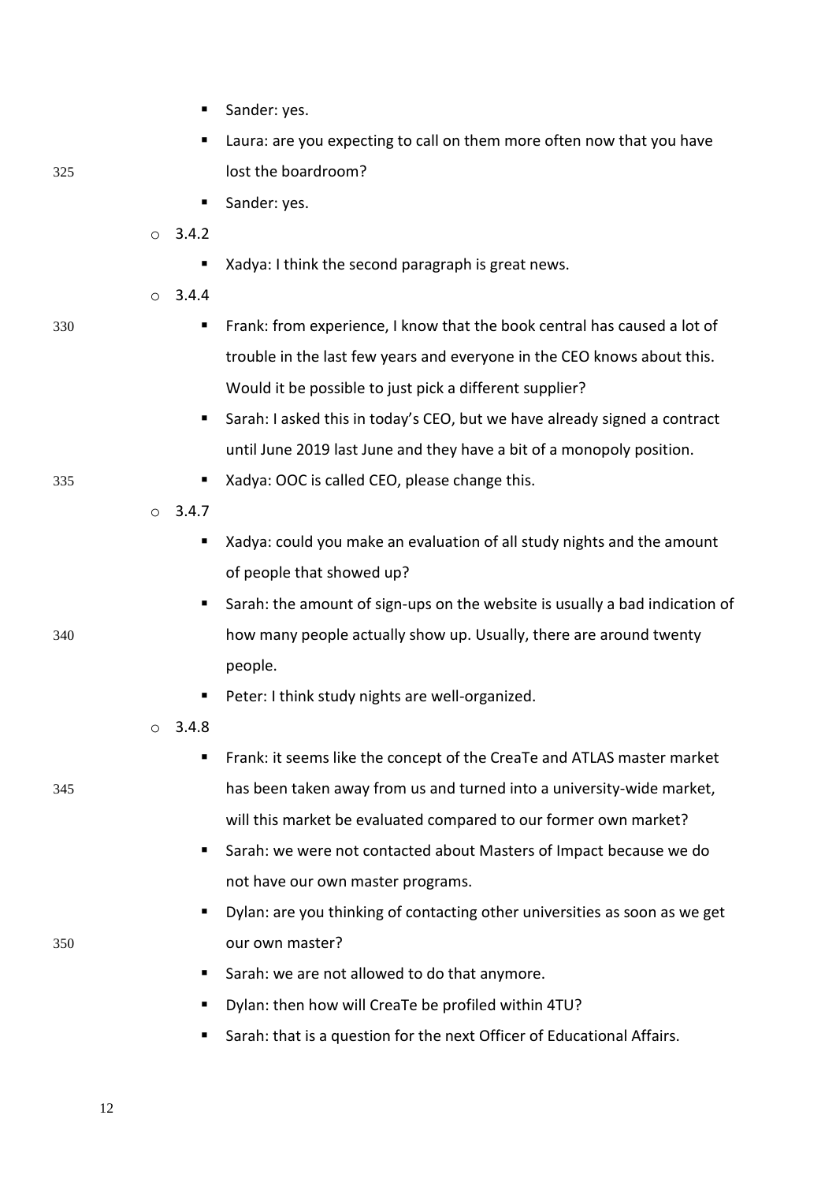- Sander: yes.
- Laura: are you expecting to call on them more often now that you have lost the boardroom?
- Sander: yes.

- 3.4.2
  - Xadya: I think the second paragraph is great news.
- 3.4.4
  - Frank: from experience, I know that the book central has caused a lot of trouble in the last few years and everyone in the CEO knows about this. Would it be possible to just pick a different supplier?
  - Sarah: I asked this in today's CEO, but we have already signed a contract until June 2019 last June and they have a bit of a monopoly position.
  - Xadya: OOC is called CEO, please change this.
- 3.4.7
  - Xadya: could you make an evaluation of all study nights and the amount of people that showed up?
  - Sarah: the amount of sign-ups on the website is usually a bad indication of how many people actually show up. Usually, there are around twenty people.
  - Peter: I think study nights are well-organized.
- 3.4.8
  - Frank: it seems like the concept of the CreaTe and ATLAS master market has been taken away from us and turned into a university-wide market, will this market be evaluated compared to our former own market?
  - Sarah: we were not contacted about Masters of Impact because we do not have our own master programs.
  - Dylan: are you thinking of contacting other universities as soon as we get our own master?
  - Sarah: we are not allowed to do that anymore.
  - Dylan: then how will CreaTe be profiled within 4TU?
  - Sarah: that is a question for the next Officer of Educational Affairs.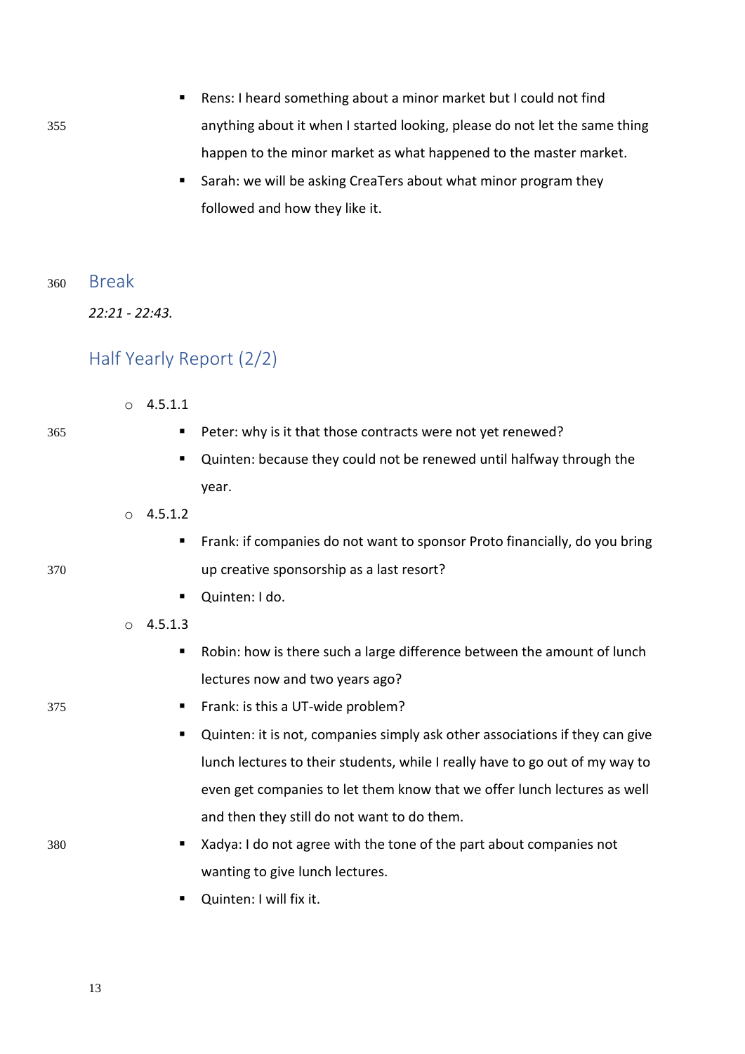- Rens: I heard something about a minor market but I could not find anything about it when I started looking, please do not let the same thing happen to the minor market as what happened to the master market.
    - Sarah: we will be asking CreaTers about what minor program they followed and how they like it.

## Break

*22:21 - 22:43.*

## Half Yearly Report (2/2)

- 4.5.1.1
    - Peter: why is it that those contracts were not yet renewed?
    - Quinten: because they could not be renewed until halfway through the year.
- 4.5.1.2
    - Frank: if companies do not want to sponsor Proto financially, do you bring up creative sponsorship as a last resort?
    - Quinten: I do.
- 4.5.1.3
    - Robin: how is there such a large difference between the amount of lunch lectures now and two years ago?
    - Frank: is this a UT-wide problem?
    - Quinten: it is not, companies simply ask other associations if they can give lunch lectures to their students, while I really have to go out of my way to even get companies to let them know that we offer lunch lectures as well and then they still do not want to do them.
    - Xadya: I do not agree with the tone of the part about companies not wanting to give lunch lectures.
    - Quinten: I will fix it.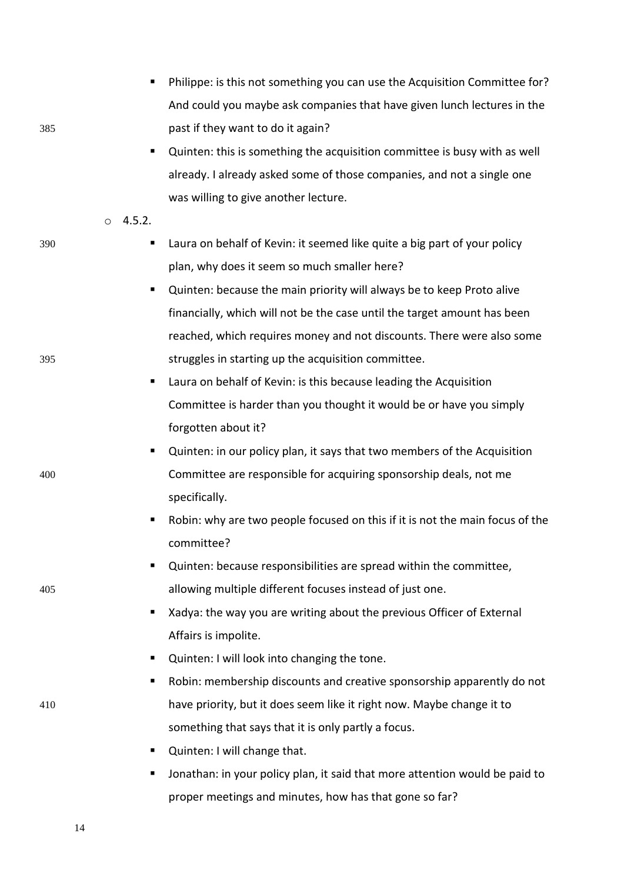- Philippe: is this not something you can use the Acquisition Committee for? And could you maybe ask companies that have given lunch lectures in the past if they want to do it again?
- Quinten: this is something the acquisition committee is busy with as well already. I already asked some of those companies, and not a single one was willing to give another lecture.

- 4.5.2.
  - Laura on behalf of Kevin: it seemed like quite a big part of your policy plan, why does it seem so much smaller here?
  - Quinten: because the main priority will always be to keep Proto alive financially, which will not be the case until the target amount has been reached, which requires money and not discounts. There were also some struggles in starting up the acquisition committee.
  - Laura on behalf of Kevin: is this because leading the Acquisition Committee is harder than you thought it would be or have you simply forgotten about it?
  - Quinten: in our policy plan, it says that two members of the Acquisition Committee are responsible for acquiring sponsorship deals, not me specifically.
  - Robin: why are two people focused on this if it is not the main focus of the committee?
  - Quinten: because responsibilities are spread within the committee, allowing multiple different focuses instead of just one.
  - Xadya: the way you are writing about the previous Officer of External Affairs is impolite.
  - Quinten: I will look into changing the tone.
  - Robin: membership discounts and creative sponsorship apparently do not have priority, but it does seem like it right now. Maybe change it to something that says that it is only partly a focus.
  - Quinten: I will change that.
  - Jonathan: in your policy plan, it said that more attention would be paid to proper meetings and minutes, how has that gone so far?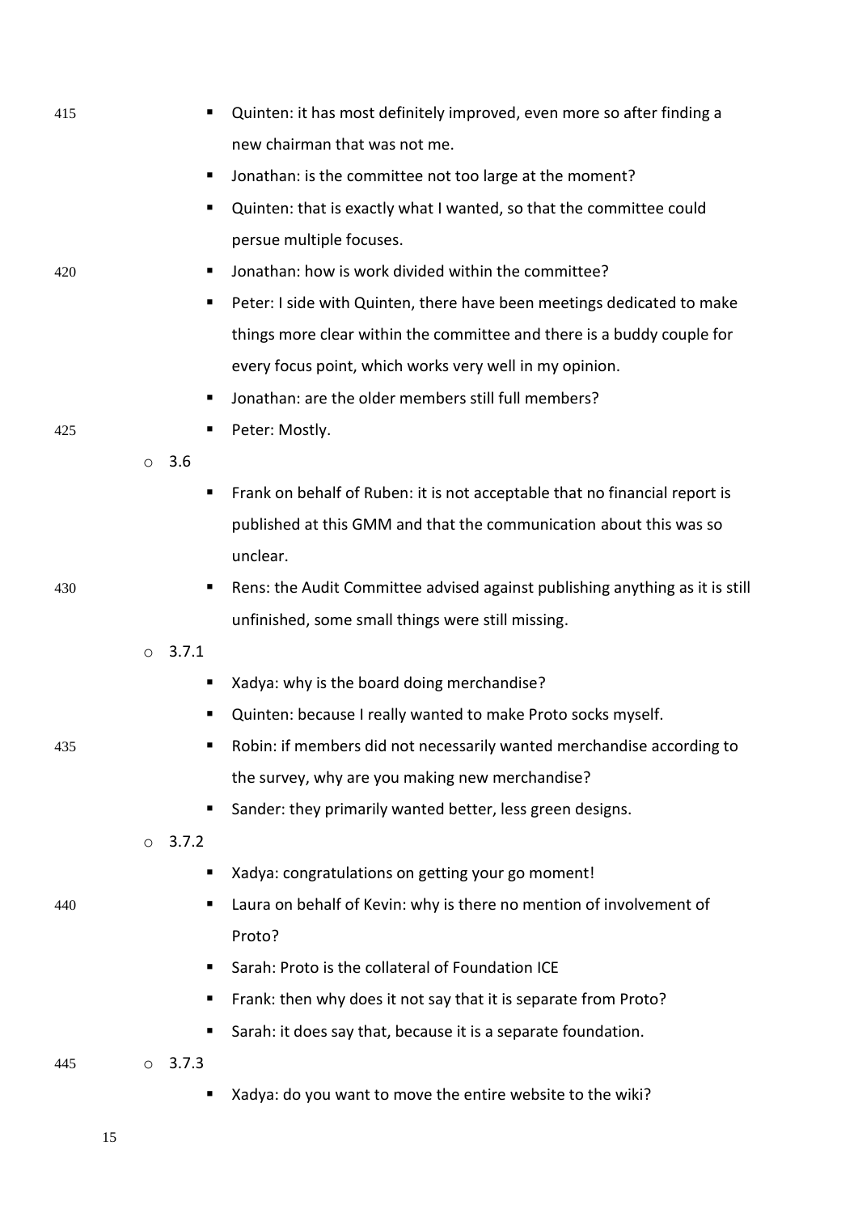- Quinten: it has most definitely improved, even more so after finding a new chairman that was not me.
- Jonathan: is the committee not too large at the moment?
- Quinten: that is exactly what I wanted, so that the committee could persue multiple focuses.
- Jonathan: how is work divided within the committee?
- Peter: I side with Quinten, there have been meetings dedicated to make things more clear within the committee and there is a buddy couple for every focus point, which works very well in my opinion.
- Jonathan: are the older members still full members?
- Peter: Mostly.

- 3.6
  - Frank on behalf of Ruben: it is not acceptable that no financial report is published at this GMM and that the communication about this was so unclear.
  - Rens: the Audit Committee advised against publishing anything as it is still unfinished, some small things were still missing.
- 3.7.1
  - Xadya: why is the board doing merchandise?
  - Quinten: because I really wanted to make Proto socks myself.
  - Robin: if members did not necessarily wanted merchandise according to the survey, why are you making new merchandise?
  - Sander: they primarily wanted better, less green designs.
- 3.7.2
  - Xadya: congratulations on getting your go moment!
  - Laura on behalf of Kevin: why is there no mention of involvement of Proto?
  - Sarah: Proto is the collateral of Foundation ICE
  - Frank: then why does it not say that it is separate from Proto?
  - Sarah: it does say that, because it is a separate foundation.
- 3.7.3
  - Xadya: do you want to move the entire website to the wiki?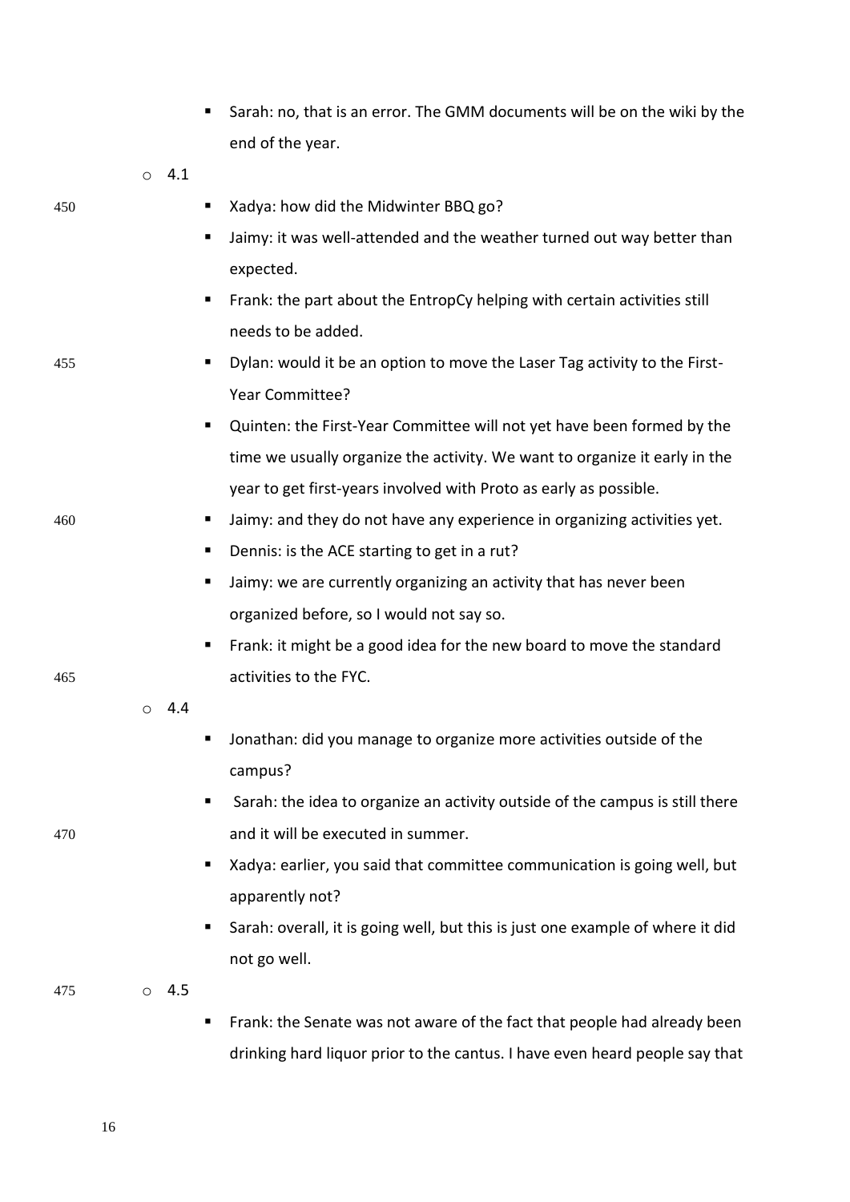- Sarah: no, that is an error. The GMM documents will be on the wiki by the end of the year.

- 4.1
  - Xadya: how did the Midwinter BBQ go?
  - Jaimy: it was well-attended and the weather turned out way better than expected.
  - Frank: the part about the EntropCy helping with certain activities still needs to be added.
  - Dylan: would it be an option to move the Laser Tag activity to the First-Year Committee?
  - Quinten: the First-Year Committee will not yet have been formed by the time we usually organize the activity. We want to organize it early in the year to get first-years involved with Proto as early as possible.
  - Jaimy: and they do not have any experience in organizing activities yet.
  - Dennis: is the ACE starting to get in a rut?
  - Jaimy: we are currently organizing an activity that has never been organized before, so I would not say so.
  - Frank: it might be a good idea for the new board to move the standard activities to the FYC.
- 4.4
  - Jonathan: did you manage to organize more activities outside of the campus?
  - Sarah: the idea to organize an activity outside of the campus is still there and it will be executed in summer.
  - Xadya: earlier, you said that committee communication is going well, but apparently not?
  - Sarah: overall, it is going well, but this is just one example of where it did not go well.
- 4.5
  - Frank: the Senate was not aware of the fact that people had already been drinking hard liquor prior to the cantus. I have even heard people say that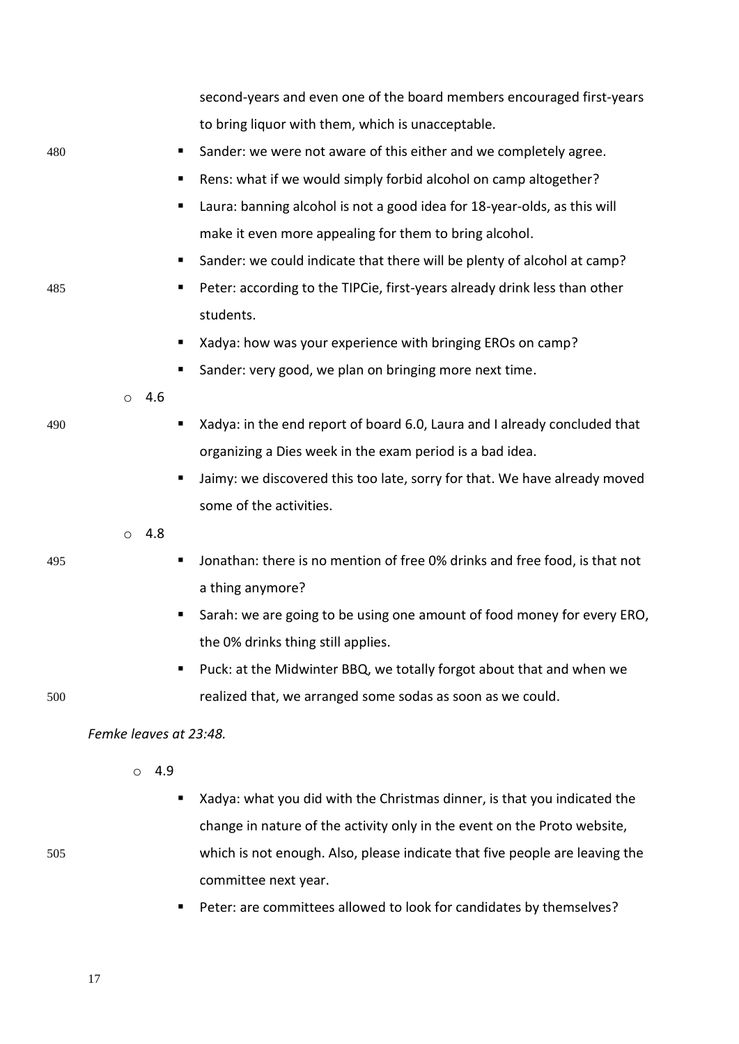second-years and even one of the board members encouraged first-years to bring liquor with them, which is unacceptable.

- Sander: we were not aware of this either and we completely agree.
- Rens: what if we would simply forbid alcohol on camp altogether?
- Laura: banning alcohol is not a good idea for 18-year-olds, as this will make it even more appealing for them to bring alcohol.
- Sander: we could indicate that there will be plenty of alcohol at camp?
- Peter: according to the TIPCie, first-years already drink less than other students.
- Xadya: how was your experience with bringing EROs on camp?
- Sander: very good, we plan on bringing more next time.

- 4.6
  - Xadya: in the end report of board 6.0, Laura and I already concluded that organizing a Dies week in the exam period is a bad idea.
  - Jaimy: we discovered this too late, sorry for that. We have already moved some of the activities.
- 4.8
  - Jonathan: there is no mention of free 0% drinks and free food, is that not a thing anymore?
  - Sarah: we are going to be using one amount of food money for every ERO, the 0% drinks thing still applies.
  - Puck: at the Midwinter BBQ, we totally forgot about that and when we realized that, we arranged some sodas as soon as we could.

*Femke leaves at 23:48.*

- 4.9
  - Xadya: what you did with the Christmas dinner, is that you indicated the change in nature of the activity only in the event on the Proto website, which is not enough. Also, please indicate that five people are leaving the committee next year.
  - Peter: are committees allowed to look for candidates by themselves?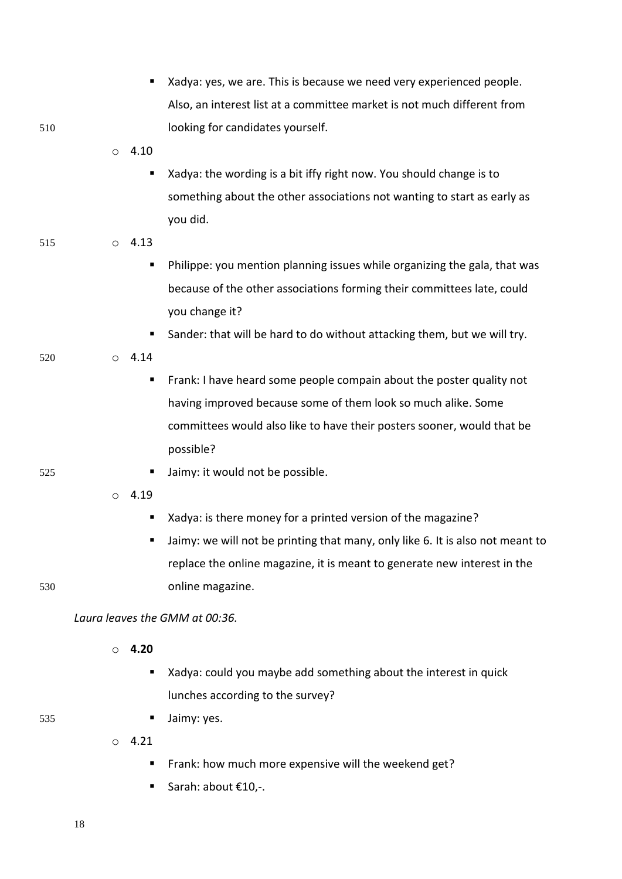- Xadya: yes, we are. This is because we need very experienced people. Also, an interest list at a committee market is not much different from looking for candidates yourself.
- 4.10
    - Xadya: the wording is a bit iffy right now. You should change is to something about the other associations not wanting to start as early as you did.
- 4.13
    - Philippe: you mention planning issues while organizing the gala, that was because of the other associations forming their committees late, could you change it?
    - Sander: that will be hard to do without attacking them, but we will try.
- 4.14
    - Frank: I have heard some people compain about the poster quality not having improved because some of them look so much alike. Some committees would also like to have their posters sooner, would that be possible?
    - Jaimy: it would not be possible.
- 4.19
    - Xadya: is there money for a printed version of the magazine?
    - Jaimy: we will not be printing that many, only like 6. It is also not meant to replace the online magazine, it is meant to generate new interest in the online magazine.

*Laura leaves the GMM at 00:36.*

- **4.20**
    - Xadya: could you maybe add something about the interest in quick lunches according to the survey?
    - Jaimy: yes.
- 4.21
    - Frank: how much more expensive will the weekend get?
    - Sarah: about €10,-.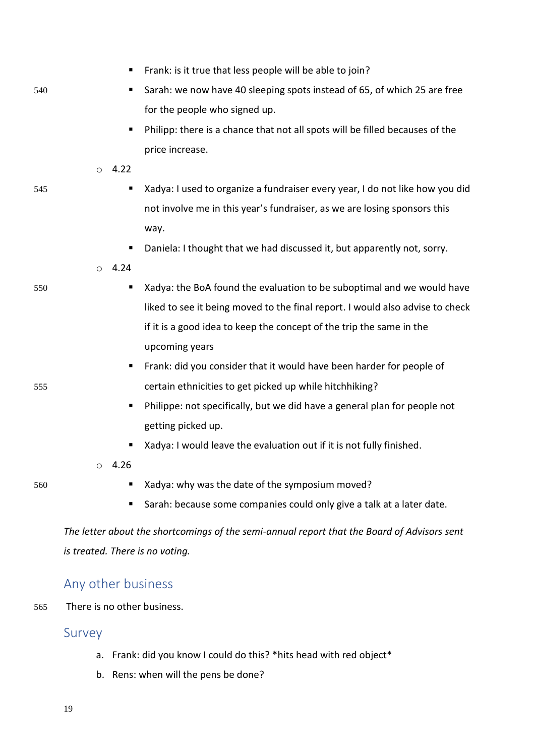- Frank: is it true that less people will be able to join?
    - Sarah: we now have 40 sleeping spots instead of 65, of which 25 are free for the people who signed up.
    - Philipp: there is a chance that not all spots will be filled becauses of the price increase.
  - 4.22
    - Xadya: I used to organize a fundraiser every year, I do not like how you did not involve me in this year's fundraiser, as we are losing sponsors this way.
    - Daniela: I thought that we had discussed it, but apparently not, sorry.
  - 4.24
    - Xadya: the BoA found the evaluation to be suboptimal and we would have liked to see it being moved to the final report. I would also advise to check if it is a good idea to keep the concept of the trip the same in the upcoming years
    - Frank: did you consider that it would have been harder for people of certain ethnicities to get picked up while hitchhiking?
    - Philippe: not specifically, but we did have a general plan for people not getting picked up.
    - Xadya: I would leave the evaluation out if it is not fully finished.
  - 4.26
    - Xadya: why was the date of the symposium moved?
    - Sarah: because some companies could only give a talk at a later date.

*The letter about the shortcomings of the semi-annual report that the Board of Advisors sent is treated. There is no voting.*

## Any other business

There is no other business.

## Survey

a. Frank: did you know I could do this? *hits head with red object*
b. Rens: when will the pens be done?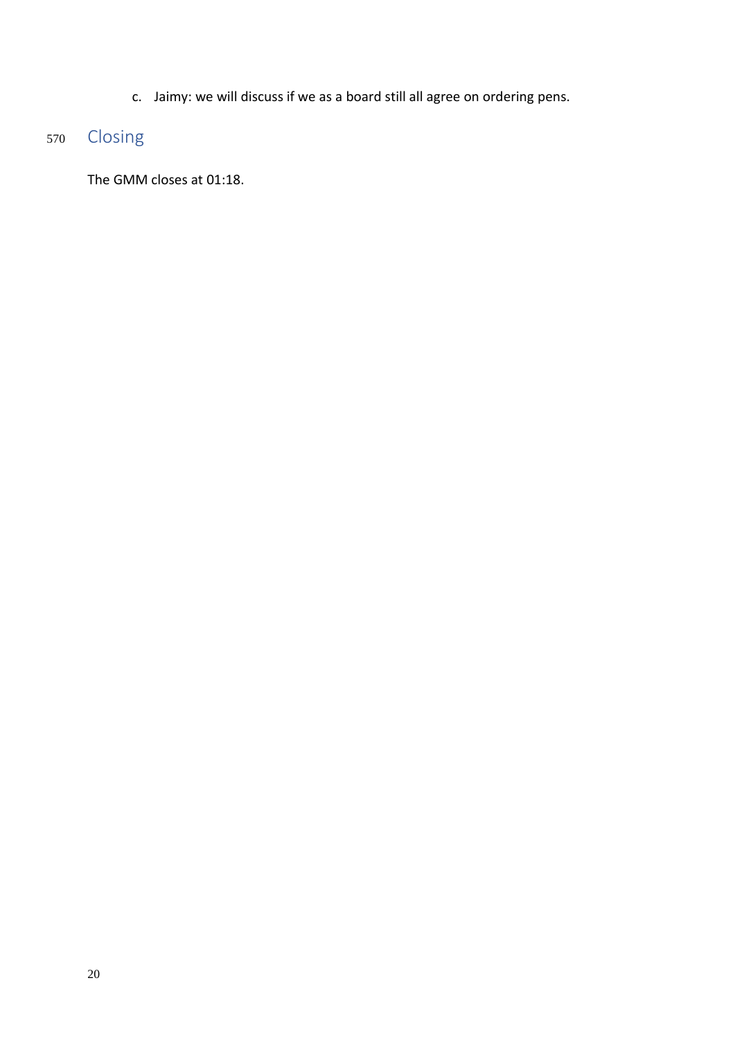c. Jaimy: we will discuss if we as a board still all agree on ordering pens.

## Closing

The GMM closes at 01:18.